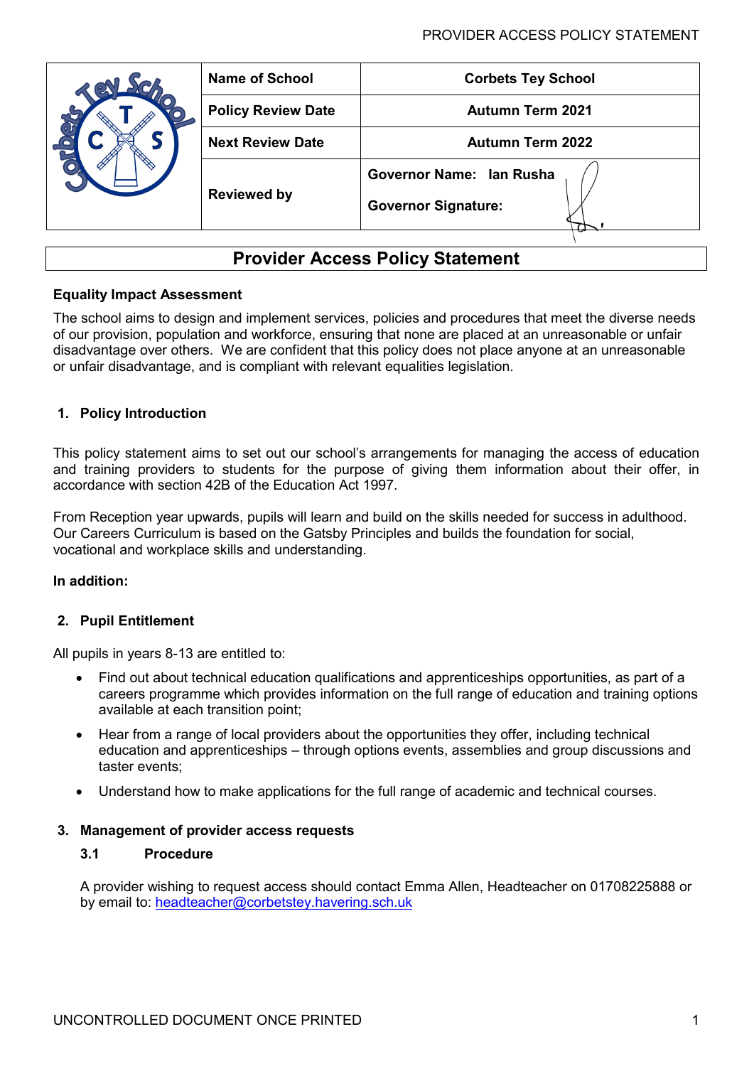| | Name of School | Corbets Tey School |
|---|---|---|
| | Policy Review Date | Autumn Term 2021 |
| | Next Review Date | Autumn Term 2022 |
| | Reviewed by | Governor Name: Ian Rusha<br>Governor Signature: |

# Provider Access Policy Statement

**Equality Impact Assessment**

The school aims to design and implement services, policies and procedures that meet the diverse needs of our provision, population and workforce, ensuring that none are placed at an unreasonable or unfair disadvantage over others. We are confident that this policy does not place anyone at an unreasonable or unfair disadvantage, and is compliant with relevant equalities legislation.

## 1. Policy Introduction

This policy statement aims to set out our school's arrangements for managing the access of education and training providers to students for the purpose of giving them information about their offer, in accordance with section 42B of the Education Act 1997.

From Reception year upwards, pupils will learn and build on the skills needed for success in adulthood. Our Careers Curriculum is based on the Gatsby Principles and builds the foundation for social, vocational and workplace skills and understanding.

**In addition:**

## 2. Pupil Entitlement

All pupils in years 8-13 are entitled to:

- Find out about technical education qualifications and apprenticeships opportunities, as part of a careers programme which provides information on the full range of education and training options available at each transition point;
- Hear from a range of local providers about the opportunities they offer, including technical education and apprenticeships – through options events, assemblies and group discussions and taster events;
- Understand how to make applications for the full range of academic and technical courses.

## 3. Management of provider access requests

### 3.1 Procedure

A provider wishing to request access should contact Emma Allen, Headteacher on 01708225888 or by email to: headteacher@corbetstey.havering.sch.uk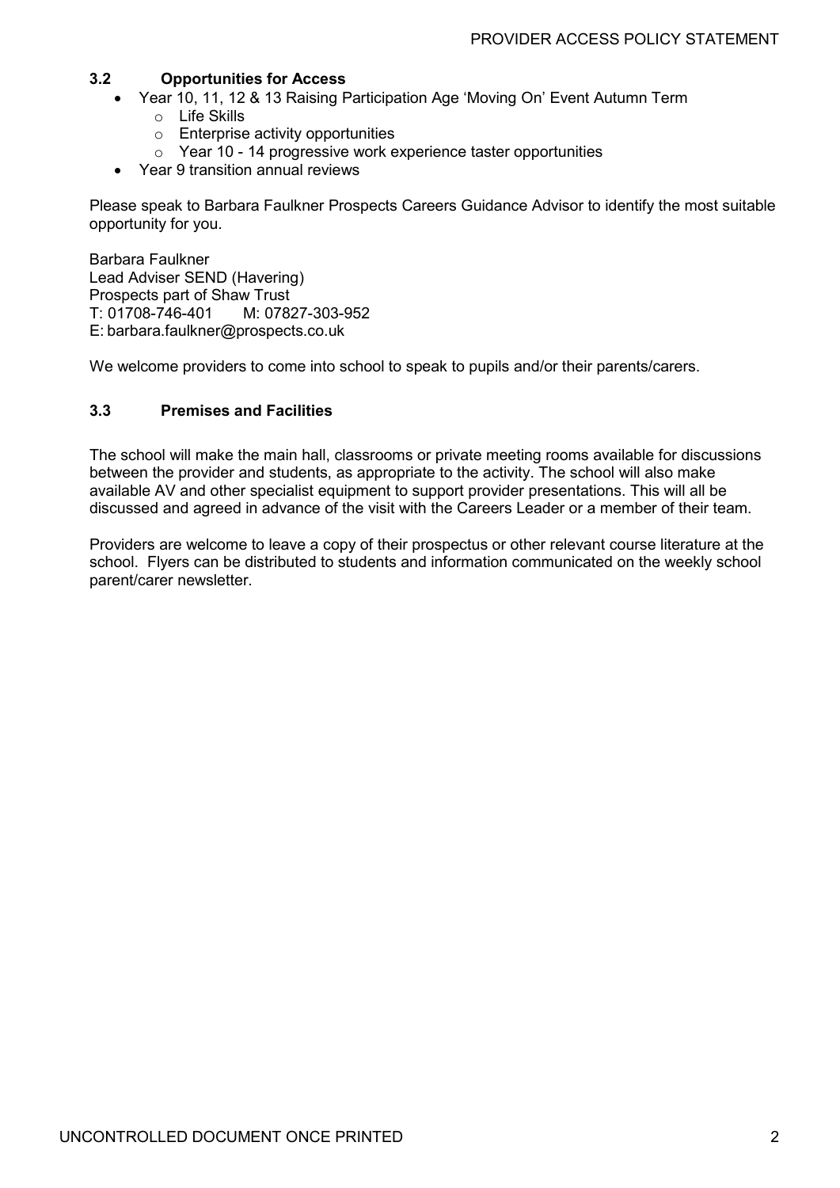### 3.2 Opportunities for Access

- Year 10, 11, 12 & 13 Raising Participation Age 'Moving On' Event Autumn Term
  - Life Skills
  - Enterprise activity opportunities
  - Year 10 - 14 progressive work experience taster opportunities
- Year 9 transition annual reviews

Please speak to Barbara Faulkner Prospects Careers Guidance Advisor to identify the most suitable opportunity for you.

Barbara Faulkner  
Lead Adviser SEND (Havering)  
Prospects part of Shaw Trust  
T: 01708-746-401 M: 07827-303-952  
E: barbara.faulkner@prospects.co.uk

We welcome providers to come into school to speak to pupils and/or their parents/carers.

### 3.3 Premises and Facilities

The school will make the main hall, classrooms or private meeting rooms available for discussions between the provider and students, as appropriate to the activity. The school will also make available AV and other specialist equipment to support provider presentations. This will all be discussed and agreed in advance of the visit with the Careers Leader or a member of their team.

Providers are welcome to leave a copy of their prospectus or other relevant course literature at the school. Flyers can be distributed to students and information communicated on the weekly school parent/carer newsletter.